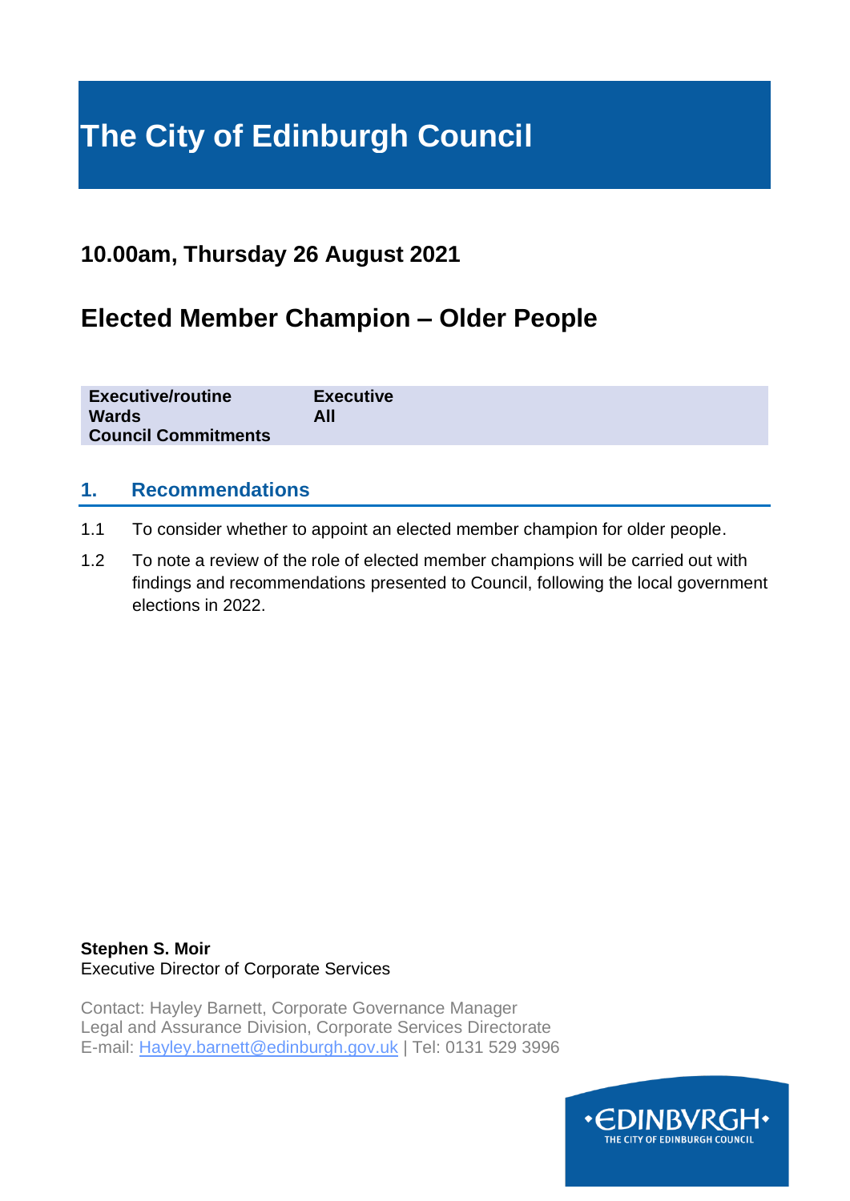# The City of Edinburgh Council

## 10.00am, Thursday 26 August 2021

## Elected Member Champion – Older People

| | |
|---|---|
| **Executive/routine** | **Executive** |
| **Wards** | **All** |
| **Council Commitments** | |

## 1. Recommendations

1.1 To consider whether to appoint an elected member champion for older people.

1.2 To note a review of the role of elected member champions will be carried out with findings and recommendations presented to Council, following the local government elections in 2022.

**Stephen S. Moir**
Executive Director of Corporate Services

Contact: Hayley Barnett, Corporate Governance Manager
Legal and Assurance Division, Corporate Services Directorate
E-mail: Hayley.barnett@edinburgh.gov.uk | Tel: 0131 529 3996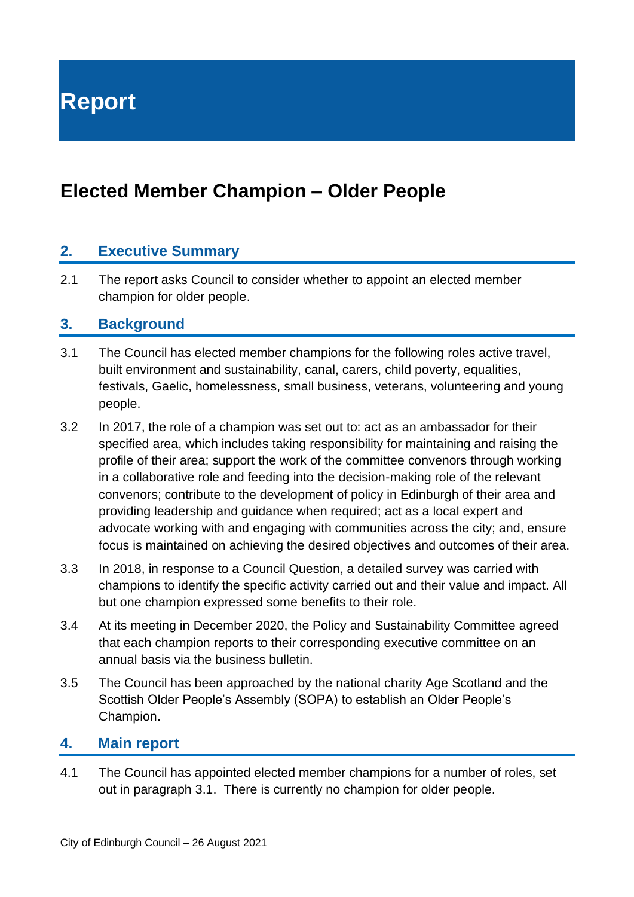# Report

## Elected Member Champion – Older People

### 2. Executive Summary

2.1 The report asks Council to consider whether to appoint an elected member champion for older people.

### 3. Background

3.1 The Council has elected member champions for the following roles active travel, built environment and sustainability, canal, carers, child poverty, equalities, festivals, Gaelic, homelessness, small business, veterans, volunteering and young people.

3.2 In 2017, the role of a champion was set out to: act as an ambassador for their specified area, which includes taking responsibility for maintaining and raising the profile of their area; support the work of the committee convenors through working in a collaborative role and feeding into the decision-making role of the relevant convenors; contribute to the development of policy in Edinburgh of their area and providing leadership and guidance when required; act as a local expert and advocate working with and engaging with communities across the city; and, ensure focus is maintained on achieving the desired objectives and outcomes of their area.

3.3 In 2018, in response to a Council Question, a detailed survey was carried with champions to identify the specific activity carried out and their value and impact. All but one champion expressed some benefits to their role.

3.4 At its meeting in December 2020, the Policy and Sustainability Committee agreed that each champion reports to their corresponding executive committee on an annual basis via the business bulletin.

3.5 The Council has been approached by the national charity Age Scotland and the Scottish Older People's Assembly (SOPA) to establish an Older People's Champion.

### 4. Main report

4.1 The Council has appointed elected member champions for a number of roles, set out in paragraph 3.1. There is currently no champion for older people.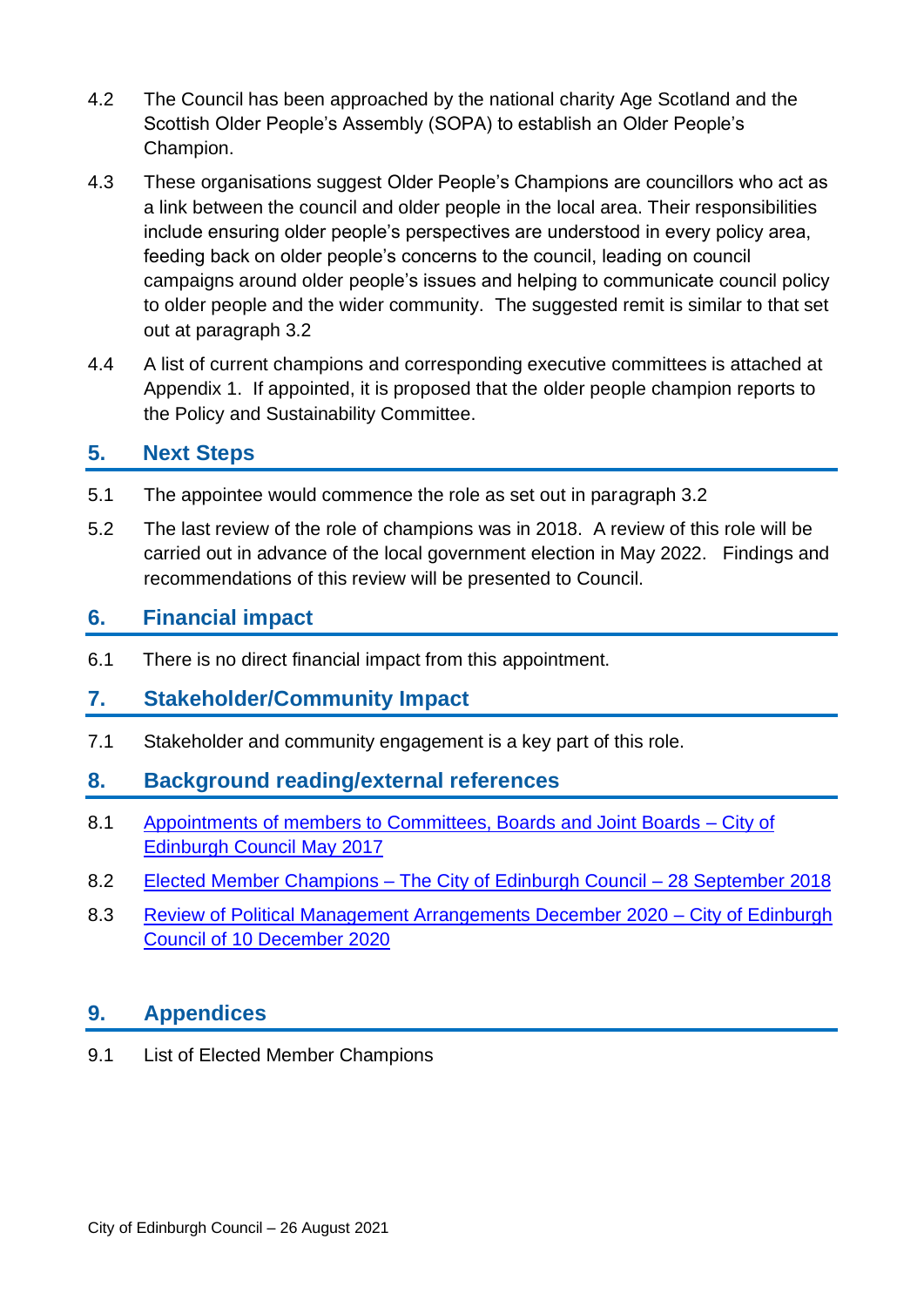4.2 The Council has been approached by the national charity Age Scotland and the Scottish Older People's Assembly (SOPA) to establish an Older People's Champion.

4.3 These organisations suggest Older People's Champions are councillors who act as a link between the council and older people in the local area. Their responsibilities include ensuring older people's perspectives are understood in every policy area, feeding back on older people's concerns to the council, leading on council campaigns around older people's issues and helping to communicate council policy to older people and the wider community. The suggested remit is similar to that set out at paragraph 3.2

4.4 A list of current champions and corresponding executive committees is attached at Appendix 1. If appointed, it is proposed that the older people champion reports to the Policy and Sustainability Committee.

## 5. Next Steps

5.1 The appointee would commence the role as set out in paragraph 3.2

5.2 The last review of the role of champions was in 2018. A review of this role will be carried out in advance of the local government election in May 2022. Findings and recommendations of this review will be presented to Council.

## 6. Financial impact

6.1 There is no direct financial impact from this appointment.

## 7. Stakeholder/Community Impact

7.1 Stakeholder and community engagement is a key part of this role.

## 8. Background reading/external references

8.1 Appointments of members to Committees, Boards and Joint Boards – City of Edinburgh Council May 2017

8.2 Elected Member Champions – The City of Edinburgh Council – 28 September 2018

8.3 Review of Political Management Arrangements December 2020 – City of Edinburgh Council of 10 December 2020

## 9. Appendices

9.1 List of Elected Member Champions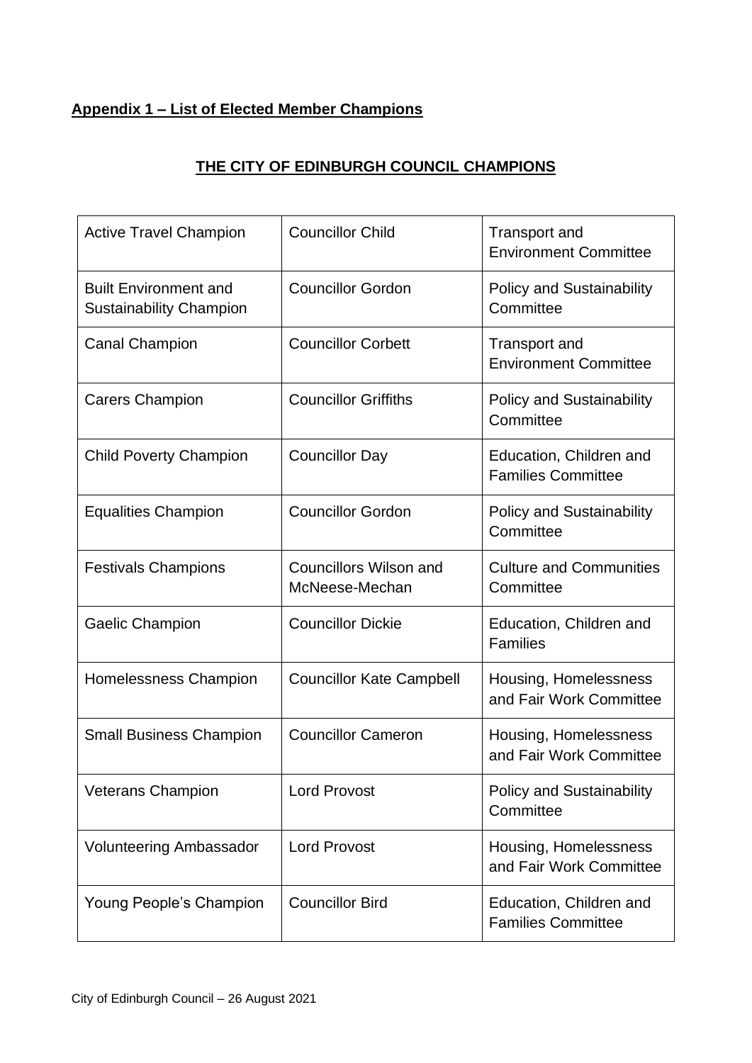**Appendix 1 – List of Elected Member Champions**

**THE CITY OF EDINBURGH COUNCIL CHAMPIONS**

| | | |
|---|---|---|
| Active Travel Champion | Councillor Child | Transport and Environment Committee |
| Built Environment and Sustainability Champion | Councillor Gordon | Policy and Sustainability Committee |
| Canal Champion | Councillor Corbett | Transport and Environment Committee |
| Carers Champion | Councillor Griffiths | Policy and Sustainability Committee |
| Child Poverty Champion | Councillor Day | Education, Children and Families Committee |
| Equalities Champion | Councillor Gordon | Policy and Sustainability Committee |
| Festivals Champions | Councillors Wilson and McNeese-Mechan | Culture and Communities Committee |
| Gaelic Champion | Councillor Dickie | Education, Children and Families |
| Homelessness Champion | Councillor Kate Campbell | Housing, Homelessness and Fair Work Committee |
| Small Business Champion | Councillor Cameron | Housing, Homelessness and Fair Work Committee |
| Veterans Champion | Lord Provost | Policy and Sustainability Committee |
| Volunteering Ambassador | Lord Provost | Housing, Homelessness and Fair Work Committee |
| Young People's Champion | Councillor Bird | Education, Children and Families Committee |